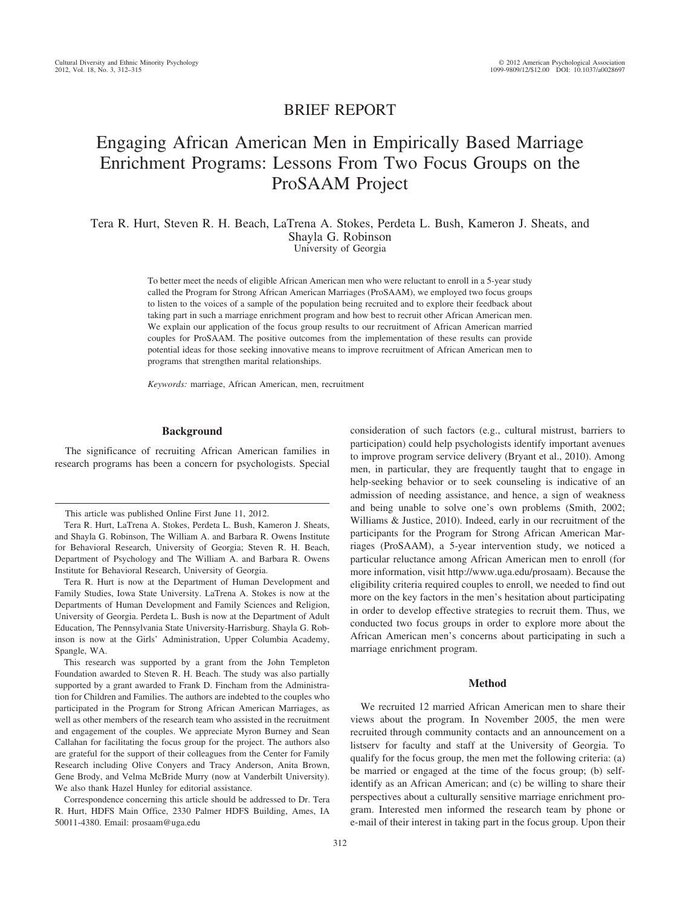BRIEF REPORT

# Engaging African American Men in Empirically Based Marriage Enrichment Programs: Lessons From Two Focus Groups on the ProSAAM Project

Tera R. Hurt, Steven R. H. Beach, LaTrena A. Stokes, Perdeta L. Bush, Kameron J. Sheats, and Shayla G. Robinson
University of Georgia

To better meet the needs of eligible African American men who were reluctant to enroll in a 5-year study called the Program for Strong African American Marriages (ProSAAM), we employed two focus groups to listen to the voices of a sample of the population being recruited and to explore their feedback about taking part in such a marriage enrichment program and how best to recruit other African American men. We explain our application of the focus group results to our recruitment of African American married couples for ProSAAM. The positive outcomes from the implementation of these results can provide potential ideas for those seeking innovative means to improve recruitment of African American men to programs that strengthen marital relationships.

*Keywords:* marriage, African American, men, recruitment

## Background

The significance of recruiting African American families in research programs has been a concern for psychologists. Special consideration of such factors (e.g., cultural mistrust, barriers to participation) could help psychologists identify important avenues to improve program service delivery (Bryant et al., 2010). Among men, in particular, they are frequently taught that to engage in help-seeking behavior or to seek counseling is indicative of an admission of needing assistance, and hence, a sign of weakness and being unable to solve one's own problems (Smith, 2002; Williams & Justice, 2010). Indeed, early in our recruitment of the participants for the Program for Strong African American Marriages (ProSAAM), a 5-year intervention study, we noticed a particular reluctance among African American men to enroll (for more information, visit http://www.uga.edu/prosaam). Because the eligibility criteria required couples to enroll, we needed to find out more on the key factors in the men's hesitation about participating in order to develop effective strategies to recruit them. Thus, we conducted two focus groups in order to explore more about the African American men's concerns about participating in such a marriage enrichment program.

## Method

We recruited 12 married African American men to share their views about the program. In November 2005, the men were recruited through community contacts and an announcement on a listserv for faculty and staff at the University of Georgia. To qualify for the focus group, the men met the following criteria: (a) be married or engaged at the time of the focus group; (b) self-identify as an African American; and (c) be willing to share their perspectives about a culturally sensitive marriage enrichment program. Interested men informed the research team by phone or e-mail of their interest in taking part in the focus group. Upon their

---

This article was published Online First June 11, 2012.

Tera R. Hurt, LaTrena A. Stokes, Perdeta L. Bush, Kameron J. Sheats, and Shayla G. Robinson, The William A. and Barbara R. Owens Institute for Behavioral Research, University of Georgia; Steven R. H. Beach, Department of Psychology and The William A. and Barbara R. Owens Institute for Behavioral Research, University of Georgia.

Tera R. Hurt is now at the Department of Human Development and Family Studies, Iowa State University. LaTrena A. Stokes is now at the Departments of Human Development and Family Sciences and Religion, University of Georgia. Perdeta L. Bush is now at the Department of Adult Education, The Pennsylvania State University-Harrisburg. Shayla G. Robinson is now at the Girls' Administration, Upper Columbia Academy, Spangle, WA.

This research was supported by a grant from the John Templeton Foundation awarded to Steven R. H. Beach. The study was also partially supported by a grant awarded to Frank D. Fincham from the Administration for Children and Families. The authors are indebted to the couples who participated in the Program for Strong African American Marriages, as well as other members of the research team who assisted in the recruitment and engagement of the couples. We appreciate Myron Burney and Sean Callahan for facilitating the focus group for the project. The authors also are grateful for the support of their colleagues from the Center for Family Research including Olive Conyers and Tracy Anderson, Anita Brown, Gene Brody, and Velma McBride Murry (now at Vanderbilt University). We also thank Hazel Hunley for editorial assistance.

Correspondence concerning this article should be addressed to Dr. Tera R. Hurt, HDFS Main Office, 2330 Palmer HDFS Building, Ames, IA 50011-4380. Email: prosaam@uga.edu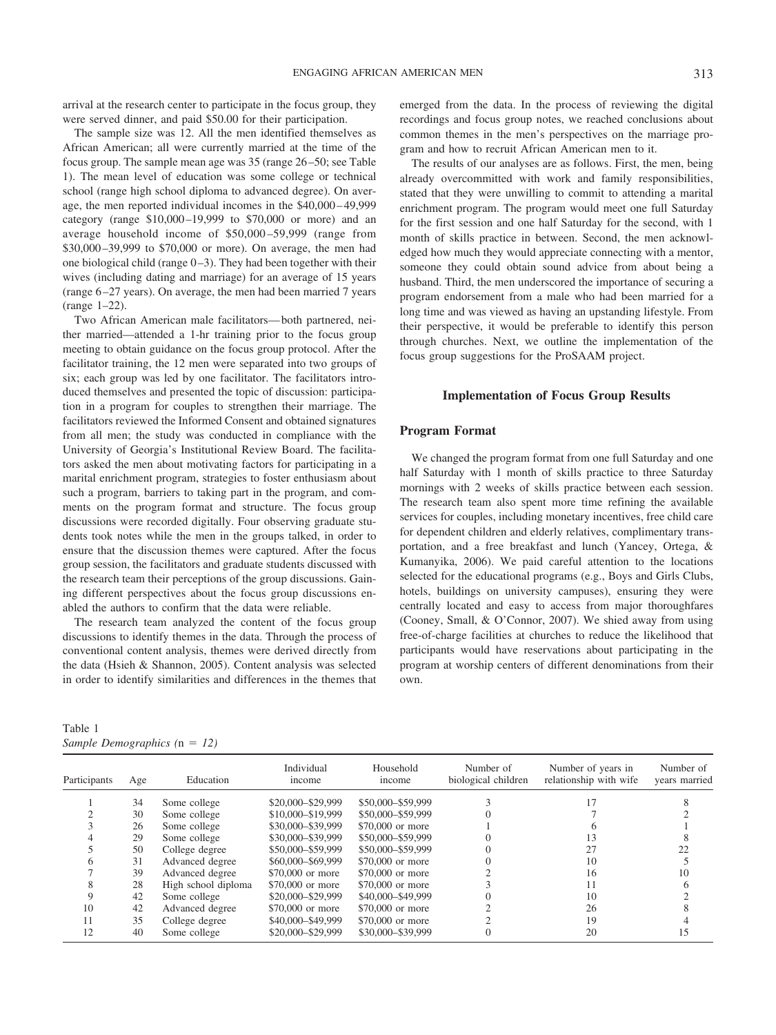arrival at the research center to participate in the focus group, they were served dinner, and paid $50.00 for their participation.

The sample size was 12. All the men identified themselves as African American; all were currently married at the time of the focus group. The sample mean age was 35 (range 26–50; see Table 1). The mean level of education was some college or technical school (range high school diploma to advanced degree). On average, the men reported individual incomes in the $40,000–49,999 category (range $10,000–19,999 to $70,000 or more) and an average household income of $50,000–59,999 (range from $30,000–39,999 to $70,000 or more). On average, the men had one biological child (range 0–3). They had been together with their wives (including dating and marriage) for an average of 15 years (range 6–27 years). On average, the men had been married 7 years (range 1–22).

Two African American male facilitators—both partnered, neither married—attended a 1-hr training prior to the focus group meeting to obtain guidance on the focus group protocol. After the facilitator training, the 12 men were separated into two groups of six; each group was led by one facilitator. The facilitators introduced themselves and presented the topic of discussion: participation in a program for couples to strengthen their marriage. The facilitators reviewed the Informed Consent and obtained signatures from all men; the study was conducted in compliance with the University of Georgia's Institutional Review Board. The facilitators asked the men about motivating factors for participating in a marital enrichment program, strategies to foster enthusiasm about such a program, barriers to taking part in the program, and comments on the program format and structure. The focus group discussions were recorded digitally. Four observing graduate students took notes while the men in the groups talked, in order to ensure that the discussion themes were captured. After the focus group session, the facilitators and graduate students discussed with the research team their perceptions of the group discussions. Gaining different perspectives about the focus group discussions enabled the authors to confirm that the data were reliable.

The research team analyzed the content of the focus group discussions to identify themes in the data. Through the process of conventional content analysis, themes were derived directly from the data (Hsieh & Shannon, 2005). Content analysis was selected in order to identify similarities and differences in the themes that emerged from the data. In the process of reviewing the digital recordings and focus group notes, we reached conclusions about common themes in the men's perspectives on the marriage program and how to recruit African American men to it.

The results of our analyses are as follows. First, the men, being already overcommitted with work and family responsibilities, stated that they were unwilling to commit to attending a marital enrichment program. The program would meet one full Saturday for the first session and one half Saturday for the second, with 1 month of skills practice in between. Second, the men acknowledged how much they would appreciate connecting with a mentor, someone they could obtain sound advice from about being a husband. Third, the men underscored the importance of securing a program endorsement from a male who had been married for a long time and was viewed as having an upstanding lifestyle. From their perspective, it would be preferable to identify this person through churches. Next, we outline the implementation of the focus group suggestions for the ProSAAM project.

## Implementation of Focus Group Results

### Program Format

We changed the program format from one full Saturday and one half Saturday with 1 month of skills practice to three Saturday mornings with 2 weeks of skills practice between each session. The research team also spent more time refining the available services for couples, including monetary incentives, free child care for dependent children and elderly relatives, complimentary transportation, and a free breakfast and lunch (Yancey, Ortega, & Kumanyika, 2006). We paid careful attention to the locations selected for the educational programs (e.g., Boys and Girls Clubs, hotels, buildings on university campuses), ensuring they were centrally located and easy to access from major thoroughfares (Cooney, Small, & O'Connor, 2007). We shied away from using free-of-charge facilities at churches to reduce the likelihood that participants would have reservations about participating in the program at worship centers of different denominations from their own.

Table 1
*Sample Demographics (*n *= 12)*

| Participants | Age | Education | Individual income | Household income | Number of biological children | Number of years in relationship with wife | Number of years married |
|---|---|---|---|---|---|---|---|
| 1 | 34 | Some college | $20,000–$29,999 | $50,000–$59,999 | 3 | 17 | 8 |
| 2 | 30 | Some college | $10,000–$19,999 | $50,000–$59,999 | 0 | 7 | 2 |
| 3 | 26 | Some college | $30,000–$39,999 | $70,000 or more | 1 | 6 | 1 |
| 4 | 29 | Some college | $30,000–$39,999 | $50,000–$59,999 | 0 | 13 | 8 |
| 5 | 50 | College degree | $50,000–$59,999 | $50,000–$59,999 | 0 | 27 | 22 |
| 6 | 31 | Advanced degree | $60,000–$69,999 | $70,000 or more | 0 | 10 | 5 |
| 7 | 39 | Advanced degree | $70,000 or more | $70,000 or more | 2 | 16 | 10 |
| 8 | 28 | High school diploma | $70,000 or more | $70,000 or more | 3 | 11 | 6 |
| 9 | 42 | Some college | $20,000–$29,999 | $40,000–$49,999 | 0 | 10 | 2 |
| 10 | 42 | Advanced degree | $70,000 or more | $70,000 or more | 2 | 26 | 8 |
| 11 | 35 | College degree | $40,000–$49,999 | $70,000 or more | 2 | 19 | 4 |
| 12 | 40 | Some college | $20,000–$29,999 | $30,000–$39,999 | 0 | 20 | 15 |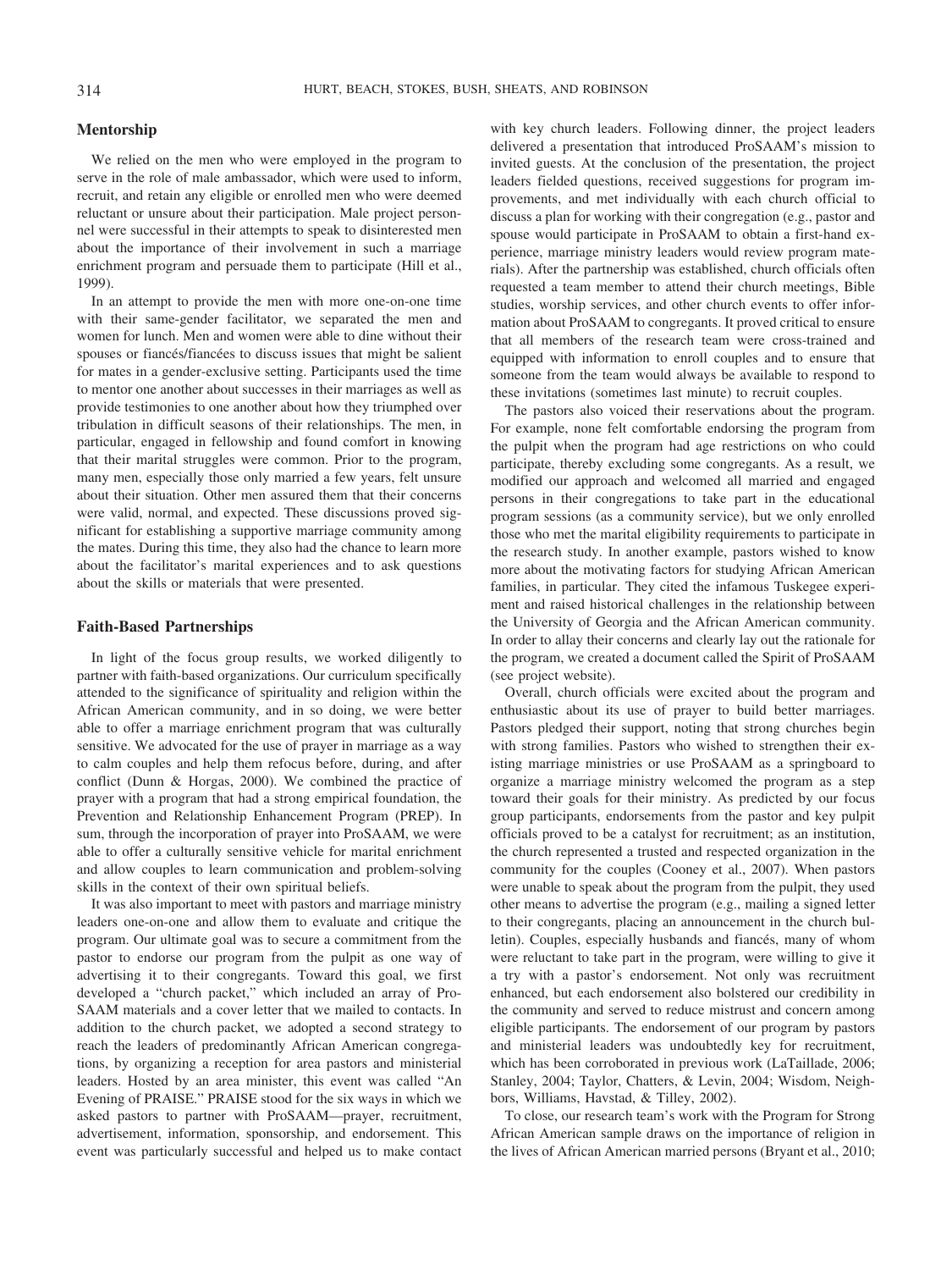## Mentorship

We relied on the men who were employed in the program to serve in the role of male ambassador, which were used to inform, recruit, and retain any eligible or enrolled men who were deemed reluctant or unsure about their participation. Male project personnel were successful in their attempts to speak to disinterested men about the importance of their involvement in such a marriage enrichment program and persuade them to participate (Hill et al., 1999).

In an attempt to provide the men with more one-on-one time with their same-gender facilitator, we separated the men and women for lunch. Men and women were able to dine without their spouses or fiancés/fiancées to discuss issues that might be salient for mates in a gender-exclusive setting. Participants used the time to mentor one another about successes in their marriages as well as provide testimonies to one another about how they triumphed over tribulation in difficult seasons of their relationships. The men, in particular, engaged in fellowship and found comfort in knowing that their marital struggles were common. Prior to the program, many men, especially those only married a few years, felt unsure about their situation. Other men assured them that their concerns were valid, normal, and expected. These discussions proved significant for establishing a supportive marriage community among the mates. During this time, they also had the chance to learn more about the facilitator's marital experiences and to ask questions about the skills or materials that were presented.

## Faith-Based Partnerships

In light of the focus group results, we worked diligently to partner with faith-based organizations. Our curriculum specifically attended to the significance of spirituality and religion within the African American community, and in so doing, we were better able to offer a marriage enrichment program that was culturally sensitive. We advocated for the use of prayer in marriage as a way to calm couples and help them refocus before, during, and after conflict (Dunn & Horgas, 2000). We combined the practice of prayer with a program that had a strong empirical foundation, the Prevention and Relationship Enhancement Program (PREP). In sum, through the incorporation of prayer into ProSAAM, we were able to offer a culturally sensitive vehicle for marital enrichment and allow couples to learn communication and problem-solving skills in the context of their own spiritual beliefs.

It was also important to meet with pastors and marriage ministry leaders one-on-one and allow them to evaluate and critique the program. Our ultimate goal was to secure a commitment from the pastor to endorse our program from the pulpit as one way of advertising it to their congregants. Toward this goal, we first developed a "church packet," which included an array of ProSAAM materials and a cover letter that we mailed to contacts. In addition to the church packet, we adopted a second strategy to reach the leaders of predominantly African American congregations, by organizing a reception for area pastors and ministerial leaders. Hosted by an area minister, this event was called "An Evening of PRAISE." PRAISE stood for the six ways in which we asked pastors to partner with ProSAAM—prayer, recruitment, advertisement, information, sponsorship, and endorsement. This event was particularly successful and helped us to make contact with key church leaders. Following dinner, the project leaders delivered a presentation that introduced ProSAAM's mission to invited guests. At the conclusion of the presentation, the project leaders fielded questions, received suggestions for program improvements, and met individually with each church official to discuss a plan for working with their congregation (e.g., pastor and spouse would participate in ProSAAM to obtain a first-hand experience, marriage ministry leaders would review program materials). After the partnership was established, church officials often requested a team member to attend their church meetings, Bible studies, worship services, and other church events to offer information about ProSAAM to congregants. It proved critical to ensure that all members of the research team were cross-trained and equipped with information to enroll couples and to ensure that someone from the team would always be available to respond to these invitations (sometimes last minute) to recruit couples.

The pastors also voiced their reservations about the program. For example, none felt comfortable endorsing the program from the pulpit when the program had age restrictions on who could participate, thereby excluding some congregants. As a result, we modified our approach and welcomed all married and engaged persons in their congregations to take part in the educational program sessions (as a community service), but we only enrolled those who met the marital eligibility requirements to participate in the research study. In another example, pastors wished to know more about the motivating factors for studying African American families, in particular. They cited the infamous Tuskegee experiment and raised historical challenges in the relationship between the University of Georgia and the African American community. In order to allay their concerns and clearly lay out the rationale for the program, we created a document called the Spirit of ProSAAM (see project website).

Overall, church officials were excited about the program and enthusiastic about its use of prayer to build better marriages. Pastors pledged their support, noting that strong churches begin with strong families. Pastors who wished to strengthen their existing marriage ministries or use ProSAAM as a springboard to organize a marriage ministry welcomed the program as a step toward their goals for their ministry. As predicted by our focus group participants, endorsements from the pastor and key pulpit officials proved to be a catalyst for recruitment; as an institution, the church represented a trusted and respected organization in the community for the couples (Cooney et al., 2007). When pastors were unable to speak about the program from the pulpit, they used other means to advertise the program (e.g., mailing a signed letter to their congregants, placing an announcement in the church bulletin). Couples, especially husbands and fiancés, many of whom were reluctant to take part in the program, were willing to give it a try with a pastor's endorsement. Not only was recruitment enhanced, but each endorsement also bolstered our credibility in the community and served to reduce mistrust and concern among eligible participants. The endorsement of our program by pastors and ministerial leaders was undoubtedly key for recruitment, which has been corroborated in previous work (LaTaillade, 2006; Stanley, 2004; Taylor, Chatters, & Levin, 2004; Wisdom, Neighbors, Williams, Havstad, & Tilley, 2002).

To close, our research team's work with the Program for Strong African American sample draws on the importance of religion in the lives of African American married persons (Bryant et al., 2010;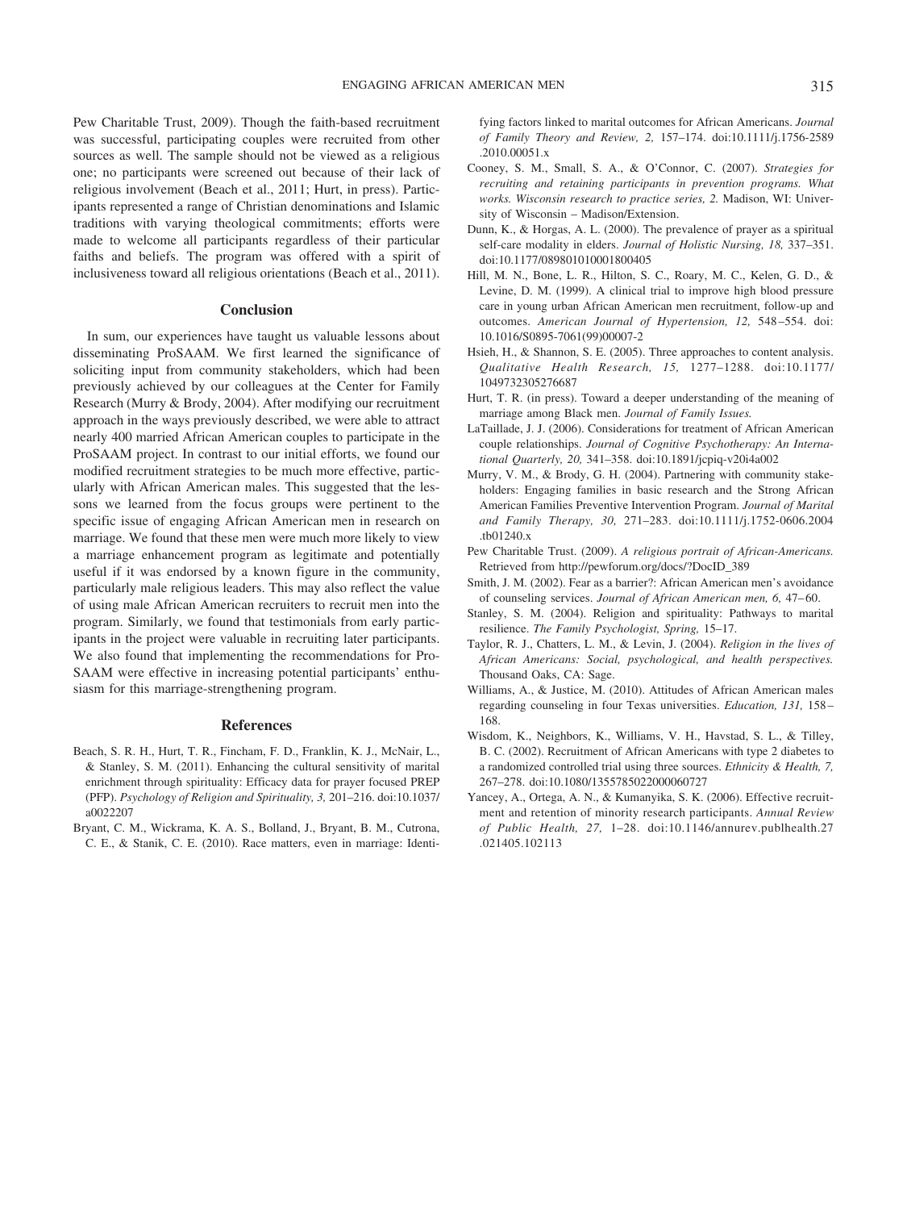Pew Charitable Trust, 2009). Though the faith-based recruitment was successful, participating couples were recruited from other sources as well. The sample should not be viewed as a religious one; no participants were screened out because of their lack of religious involvement (Beach et al., 2011; Hurt, in press). Participants represented a range of Christian denominations and Islamic traditions with varying theological commitments; efforts were made to welcome all participants regardless of their particular faiths and beliefs. The program was offered with a spirit of inclusiveness toward all religious orientations (Beach et al., 2011).

## Conclusion

In sum, our experiences have taught us valuable lessons about disseminating ProSAAM. We first learned the significance of soliciting input from community stakeholders, which had been previously achieved by our colleagues at the Center for Family Research (Murry & Brody, 2004). After modifying our recruitment approach in the ways previously described, we were able to attract nearly 400 married African American couples to participate in the ProSAAM project. In contrast to our initial efforts, we found our modified recruitment strategies to be much more effective, particularly with African American males. This suggested that the lessons we learned from the focus groups were pertinent to the specific issue of engaging African American men in research on marriage. We found that these men were much more likely to view a marriage enhancement program as legitimate and potentially useful if it was endorsed by a known figure in the community, particularly male religious leaders. This may also reflect the value of using male African American recruiters to recruit men into the program. Similarly, we found that testimonials from early participants in the project were valuable in recruiting later participants. We also found that implementing the recommendations for ProSAAM were effective in increasing potential participants' enthusiasm for this marriage-strengthening program.

## References

Beach, S. R. H., Hurt, T. R., Fincham, F. D., Franklin, K. J., McNair, L., & Stanley, S. M. (2011). Enhancing the cultural sensitivity of marital enrichment through spirituality: Efficacy data for prayer focused PREP (PFP). *Psychology of Religion and Spirituality, 3,* 201–216. doi:10.1037/a0022207

Bryant, C. M., Wickrama, K. A. S., Bolland, J., Bryant, B. M., Cutrona, C. E., & Stanik, C. E. (2010). Race matters, even in marriage: Identifying factors linked to marital outcomes for African Americans. *Journal of Family Theory and Review, 2,* 157–174. doi:10.1111/j.1756-2589.2010.00051.x

Cooney, S. M., Small, S. A., & O'Connor, C. (2007). *Strategies for recruiting and retaining participants in prevention programs. What works. Wisconsin research to practice series, 2.* Madison, WI: University of Wisconsin – Madison/Extension.

Dunn, K., & Horgas, A. L. (2000). The prevalence of prayer as a spiritual self-care modality in elders. *Journal of Holistic Nursing, 18,* 337–351. doi:10.1177/089801010001800405

Hill, M. N., Bone, L. R., Hilton, S. C., Roary, M. C., Kelen, G. D., & Levine, D. M. (1999). A clinical trial to improve high blood pressure care in young urban African American men recruitment, follow-up and outcomes. *American Journal of Hypertension, 12,* 548–554. doi:10.1016/S0895-7061(99)00007-2

Hsieh, H., & Shannon, S. E. (2005). Three approaches to content analysis. *Qualitative Health Research, 15,* 1277–1288. doi:10.1177/1049732305276687

Hurt, T. R. (in press). Toward a deeper understanding of the meaning of marriage among Black men. *Journal of Family Issues.*

LaTaillade, J. J. (2006). Considerations for treatment of African American couple relationships. *Journal of Cognitive Psychotherapy: An International Quarterly, 20,* 341–358. doi:10.1891/jcpiq-v20i4a002

Murry, V. M., & Brody, G. H. (2004). Partnering with community stakeholders: Engaging families in basic research and the Strong African American Families Preventive Intervention Program. *Journal of Marital and Family Therapy, 30,* 271–283. doi:10.1111/j.1752-0606.2004.tb01240.x

Pew Charitable Trust. (2009). *A religious portrait of African-Americans.* Retrieved from http://pewforum.org/docs/?DocID_389

Smith, J. M. (2002). Fear as a barrier?: African American men's avoidance of counseling services. *Journal of African American men, 6,* 47–60.

Stanley, S. M. (2004). Religion and spirituality: Pathways to marital resilience. *The Family Psychologist, Spring,* 15–17.

Taylor, R. J., Chatters, L. M., & Levin, J. (2004). *Religion in the lives of African Americans: Social, psychological, and health perspectives.* Thousand Oaks, CA: Sage.

Williams, A., & Justice, M. (2010). Attitudes of African American males regarding counseling in four Texas universities. *Education, 131,* 158–168.

Wisdom, K., Neighbors, K., Williams, V. H., Havstad, S. L., & Tilley, B. C. (2002). Recruitment of African Americans with type 2 diabetes to a randomized controlled trial using three sources. *Ethnicity & Health, 7,* 267–278. doi:10.1080/1355785022000060727

Yancey, A., Ortega, A. N., & Kumanyika, S. K. (2006). Effective recruitment and retention of minority research participants. *Annual Review of Public Health, 27,* 1–28. doi:10.1146/annurev.publhealth.27.021405.102113